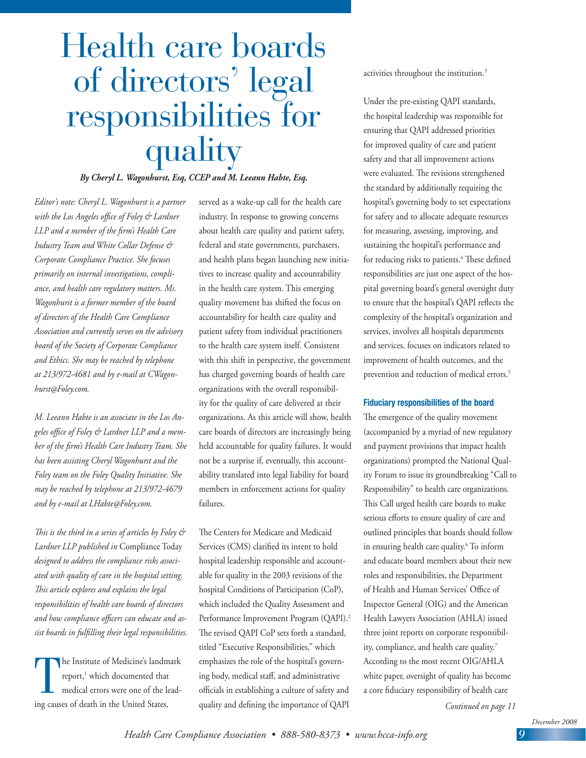# Health care boards of directors' legal responsibilities for quality

***By Cheryl L. Wagonhurst, Esq, CCEP and M. Leeann Habte, Esq.***

*Editor's note: Cheryl L. Wagonhurst is a partner with the Los Angeles office of Foley & Lardner LLP and a member of the firm's Health Care Industry Team and White Collar Defense & Corporate Compliance Practice. She focuses primarily on internal investigations, compliance, and health care regulatory matters. Ms. Wagonhurst is a former member of the board of directors of the Health Care Compliance Association and currently serves on the advisory board of the Society of Corporate Compliance and Ethics. She may be reached by telephone at 213/972-4681 and by e-mail at CWagonhurst@Foley.com.*

*M. Leeann Habte is an associate in the Los Angeles office of Foley & Lardner LLP and a member of the firm's Health Care Industry Team. She has been assisting Cheryl Wagonhurst and the Foley team on the Foley Quality Initiative. She may be reached by telephone at 213/972-4679 and by e-mail at LHabte@Foley.com.*

*This is the third in a series of articles by Foley & Lardner LLP published in* Compliance Today *designed to address the compliance risks associated with quality of care in the hospital setting. This article explores and explains the legal responsibilities of health care boards of directors and how compliance officers can educate and assist boards in fulfilling their legal responsibilities.*

The Institute of Medicine's landmark report,[1] which documented that medical errors were one of the leading causes of death in the United States, served as a wake-up call for the health care industry. In response to growing concerns about health care quality and patient safety, federal and state governments, purchasers, and health plans began launching new initiatives to increase quality and accountability in the health care system. This emerging quality movement has shifted the focus on accountability for health care quality and patient safety from individual practitioners to the health care system itself. Consistent with this shift in perspective, the government has charged governing boards of health care organizations with the overall responsibility for the quality of care delivered at their organizations. As this article will show, health care boards of directors are increasingly being held accountable for quality failures. It would not be a surprise if, eventually, this accountability translated into legal liability for board members in enforcement actions for quality failures.

The Centers for Medicare and Medicaid Services (CMS) clarified its intent to hold hospital leadership responsible and accountable for quality in the 2003 revisions of the hospital Conditions of Participation (CoP), which included the Quality Assessment and Performance Improvement Program (QAPI).[2] The revised QAPI CoP sets forth a standard, titled "Executive Responsibilities," which emphasizes the role of the hospital's governing body, medical staff, and administrative officials in establishing a culture of safety and quality and defining the importance of QAPI activities throughout the institution.[3]

Under the pre-existing QAPI standards, the hospital leadership was responsible for ensuring that QAPI addressed priorities for improved quality of care and patient safety and that all improvement actions were evaluated. The revisions strengthened the standard by additionally requiring the hospital's governing body to set expectations for safety and to allocate adequate resources for measuring, assessing, improving, and sustaining the hospital's performance and for reducing risks to patients.[4] These defined responsibilities are just one aspect of the hospital governing board's general oversight duty to ensure that the hospital's QAPI reflects the complexity of the hospital's organization and services, involves all hospitals departments and services, focuses on indicators related to improvement of health outcomes, and the prevention and reduction of medical errors.[5]

### Fiduciary responsibilities of the board

The emergence of the quality movement (accompanied by a myriad of new regulatory and payment provisions that impact health organizations) prompted the National Quality Forum to issue its groundbreaking "Call to Responsibility" to health care organizations. This Call urged health care boards to make serious efforts to ensure quality of care and outlined principles that boards should follow in ensuring health care quality.[6] To inform and educate board members about their new roles and responsibilities, the Department of Health and Human Services' Office of Inspector General (OIG) and the American Health Lawyers Association (AHLA) issued three joint reports on corporate responsibility, compliance, and health care quality.[7] According to the most recent OIG/AHLA white paper, oversight of quality has become a core fiduciary responsibility of health care

*Continued on page 11*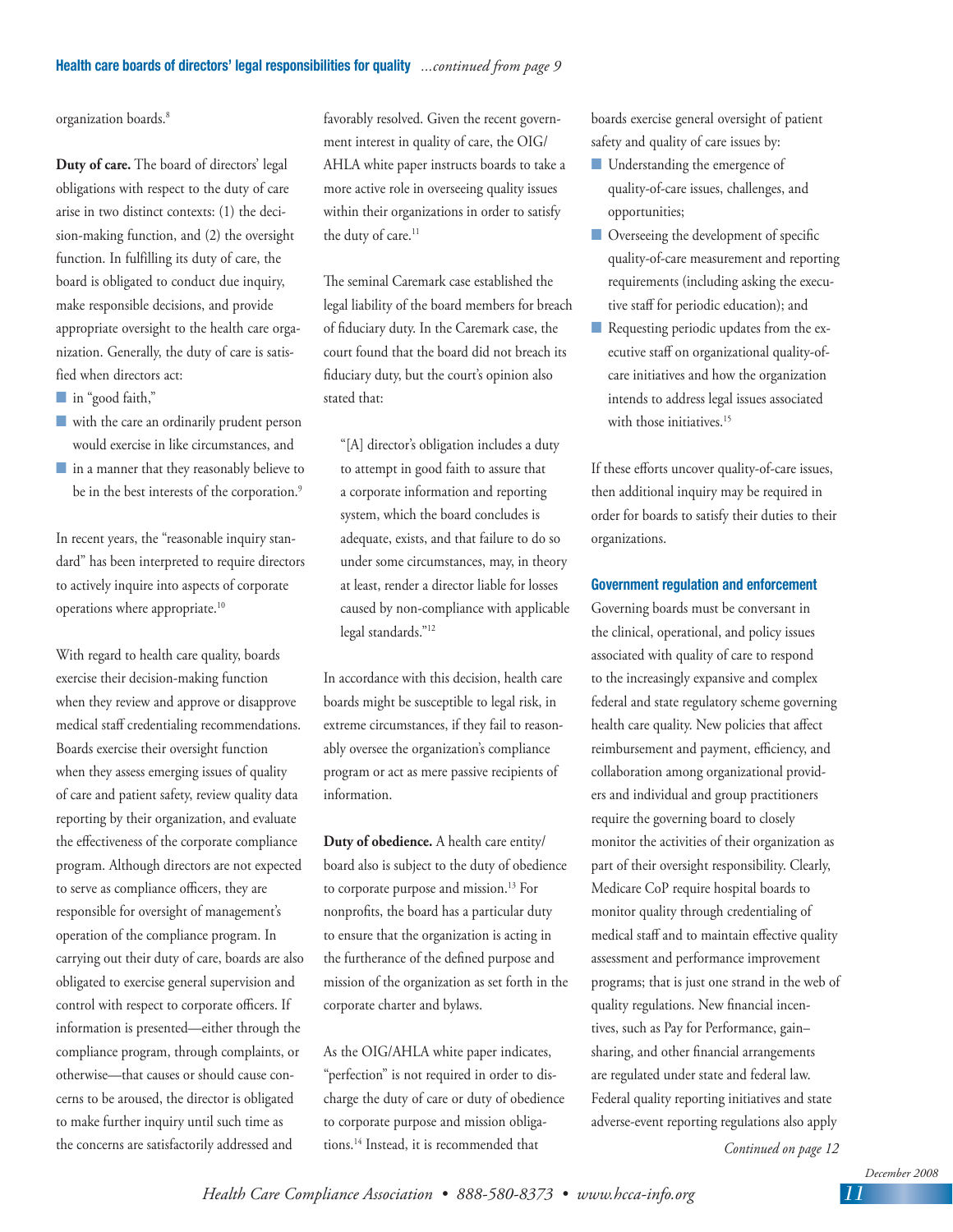organization boards.[8]

**Duty of care.** The board of directors' legal obligations with respect to the duty of care arise in two distinct contexts: (1) the decision-making function, and (2) the oversight function. In fulfilling its duty of care, the board is obligated to conduct due inquiry, make responsible decisions, and provide appropriate oversight to the health care organization. Generally, the duty of care is satisfied when directors act:

- in "good faith,"
- with the care an ordinarily prudent person would exercise in like circumstances, and
- in a manner that they reasonably believe to be in the best interests of the corporation.[9]

In recent years, the "reasonable inquiry standard" has been interpreted to require directors to actively inquire into aspects of corporate operations where appropriate.[10]

With regard to health care quality, boards exercise their decision-making function when they review and approve or disapprove medical staff credentialing recommendations. Boards exercise their oversight function when they assess emerging issues of quality of care and patient safety, review quality data reporting by their organization, and evaluate the effectiveness of the corporate compliance program. Although directors are not expected to serve as compliance officers, they are responsible for oversight of management's operation of the compliance program. In carrying out their duty of care, boards are also obligated to exercise general supervision and control with respect to corporate officers. If information is presented—either through the compliance program, through complaints, or otherwise—that causes or should cause concerns to be aroused, the director is obligated to make further inquiry until such time as the concerns are satisfactorily addressed and favorably resolved. Given the recent government interest in quality of care, the OIG/AHLA white paper instructs boards to take a more active role in overseeing quality issues within their organizations in order to satisfy the duty of care.[11]

The seminal Caremark case established the legal liability of the board members for breach of fiduciary duty. In the Caremark case, the court found that the board did not breach its fiduciary duty, but the court's opinion also stated that:

> "[A] director's obligation includes a duty to attempt in good faith to assure that a corporate information and reporting system, which the board concludes is adequate, exists, and that failure to do so under some circumstances, may, in theory at least, render a director liable for losses caused by non-compliance with applicable legal standards."[12]

In accordance with this decision, health care boards might be susceptible to legal risk, in extreme circumstances, if they fail to reasonably oversee the organization's compliance program or act as mere passive recipients of information.

**Duty of obedience.** A health care entity/board also is subject to the duty of obedience to corporate purpose and mission.[13] For nonprofits, the board has a particular duty to ensure that the organization is acting in the furtherance of the defined purpose and mission of the organization as set forth in the corporate charter and bylaws.

As the OIG/AHLA white paper indicates, "perfection" is not required in order to discharge the duty of care or duty of obedience to corporate purpose and mission obligations.[14] Instead, it is recommended that boards exercise general oversight of patient safety and quality of care issues by:

- Understanding the emergence of quality-of-care issues, challenges, and opportunities;
- Overseeing the development of specific quality-of-care measurement and reporting requirements (including asking the executive staff for periodic education); and
- Requesting periodic updates from the executive staff on organizational quality-of-care initiatives and how the organization intends to address legal issues associated with those initiatives.[15]

If these efforts uncover quality-of-care issues, then additional inquiry may be required in order for boards to satisfy their duties to their organizations.

## Government regulation and enforcement

Governing boards must be conversant in the clinical, operational, and policy issues associated with quality of care to respond to the increasingly expansive and complex federal and state regulatory scheme governing health care quality. New policies that affect reimbursement and payment, efficiency, and collaboration among organizational providers and individual and group practitioners require the governing board to closely monitor the activities of their organization as part of their oversight responsibility. Clearly, Medicare CoP require hospital boards to monitor quality through credentialing of medical staff and to maintain effective quality assessment and performance improvement programs; that is just one strand in the web of quality regulations. New financial incentives, such as Pay for Performance, gain–sharing, and other financial arrangements are regulated under state and federal law. Federal quality reporting initiatives and state adverse-event reporting regulations also apply

*Continued on page 12*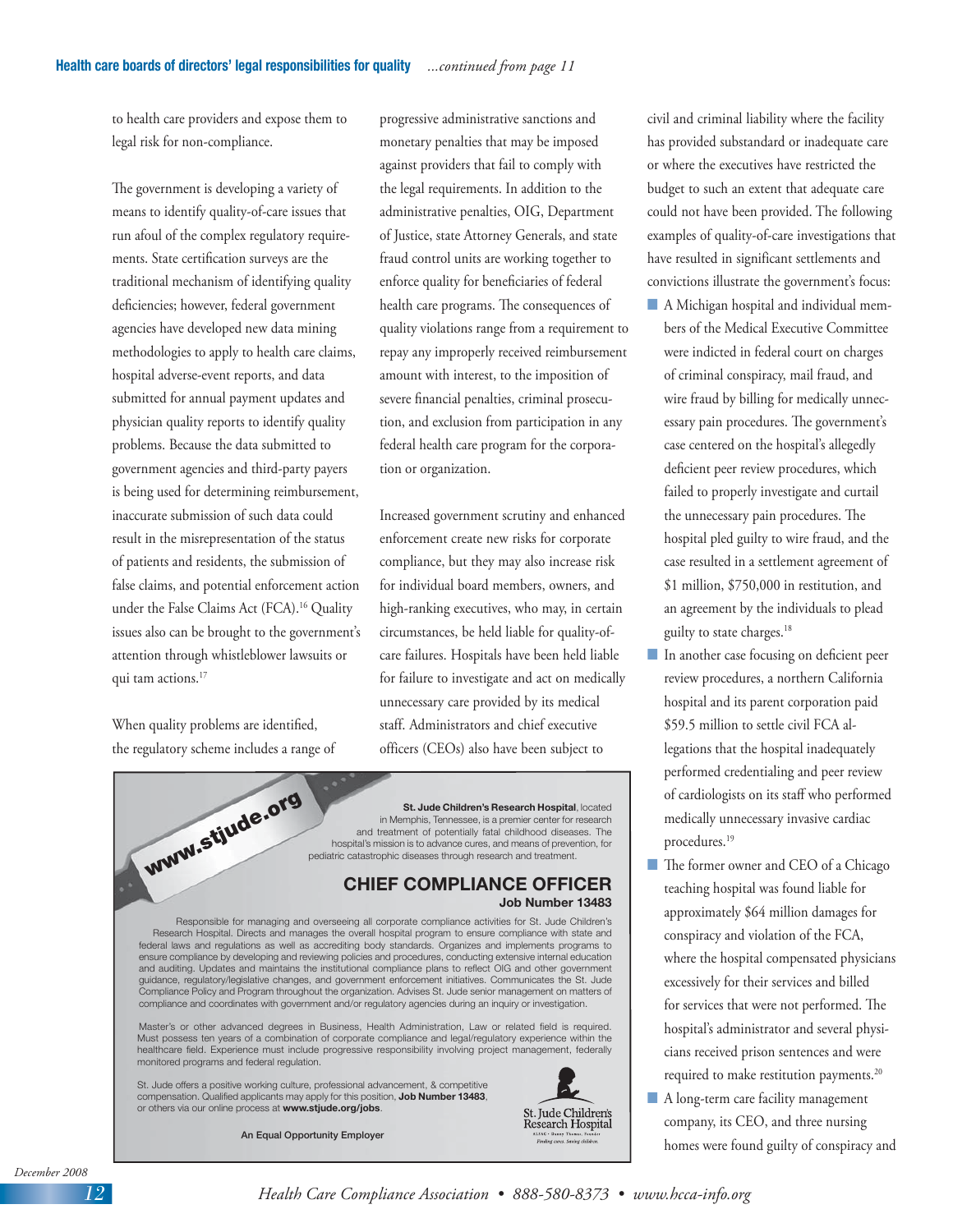to health care providers and expose them to legal risk for non-compliance.

The government is developing a variety of means to identify quality-of-care issues that run afoul of the complex regulatory requirements. State certification surveys are the traditional mechanism of identifying quality deficiencies; however, federal government agencies have developed new data mining methodologies to apply to health care claims, hospital adverse-event reports, and data submitted for annual payment updates and physician quality reports to identify quality problems. Because the data submitted to government agencies and third-party payers is being used for determining reimbursement, inaccurate submission of such data could result in the misrepresentation of the status of patients and residents, the submission of false claims, and potential enforcement action under the False Claims Act (FCA).[16] Quality issues also can be brought to the government's attention through whistleblower lawsuits or qui tam actions.[17]

When quality problems are identified, the regulatory scheme includes a range of progressive administrative sanctions and monetary penalties that may be imposed against providers that fail to comply with the legal requirements. In addition to the administrative penalties, OIG, Department of Justice, state Attorney Generals, and state fraud control units are working together to enforce quality for beneficiaries of federal health care programs. The consequences of quality violations range from a requirement to repay any improperly received reimbursement amount with interest, to the imposition of severe financial penalties, criminal prosecution, and exclusion from participation in any federal health care program for the corporation or organization.

Increased government scrutiny and enhanced enforcement create new risks for corporate compliance, but they may also increase risk for individual board members, owners, and high-ranking executives, who may, in certain circumstances, be held liable for quality-of-care failures. Hospitals have been held liable for failure to investigate and act on medically unnecessary care provided by its medical staff. Administrators and chief executive officers (CEOs) also have been subject to civil and criminal liability where the facility has provided substandard or inadequate care or where the executives have restricted the budget to such an extent that adequate care could not have been provided. The following examples of quality-of-care investigations that have resulted in significant settlements and convictions illustrate the government's focus:

- A Michigan hospital and individual members of the Medical Executive Committee were indicted in federal court on charges of criminal conspiracy, mail fraud, and wire fraud by billing for medically unnecessary pain procedures. The government's case centered on the hospital's allegedly deficient peer review procedures, which failed to properly investigate and curtail the unnecessary pain procedures. The hospital pled guilty to wire fraud, and the case resulted in a settlement agreement of $1 million, $750,000 in restitution, and an agreement by the individuals to plead guilty to state charges.[18]
- In another case focusing on deficient peer review procedures, a northern California hospital and its parent corporation paid $59.5 million to settle civil FCA allegations that the hospital inadequately performed credentialing and peer review of cardiologists on its staff who performed medically unnecessary invasive cardiac procedures.[19]
- The former owner and CEO of a Chicago teaching hospital was found liable for approximately $64 million damages for conspiracy and violation of the FCA, where the hospital compensated physicians excessively for their services and billed for services that were not performed. The hospital's administrator and several physicians received prison sentences and were required to make restitution payments.[20]
- A long-term care facility management company, its CEO, and three nursing homes were found guilty of conspiracy and

---

www.stjude.org

**St. Jude Children's Research Hospital**, located in Memphis, Tennessee, is a premier center for research and treatment of potentially fatal childhood diseases. The hospital's mission is to advance cures, and means of prevention, for pediatric catastrophic diseases through research and treatment.

## CHIEF COMPLIANCE OFFICER

**Job Number 13483**

Responsible for managing and overseeing all corporate compliance activities for St. Jude Children's Research Hospital. Directs and manages the overall hospital program to ensure compliance with state and federal laws and regulations as well as accrediting body standards. Organizes and implements programs to ensure compliance by developing and reviewing policies and procedures, conducting extensive internal education and auditing. Updates and maintains the institutional compliance plans to reflect OIG and other government guidance, regulatory/legislative changes, and government enforcement initiatives. Communicates the St. Jude Compliance Policy and Program throughout the organization. Advises St. Jude senior management on matters of compliance and coordinates with government and/or regulatory agencies during an inquiry or investigation.

Master's or other advanced degrees in Business, Health Administration, Law or related field is required. Must possess ten years of a combination of corporate compliance and legal/regulatory experience within the healthcare field. Experience must include progressive responsibility involving project management, federally monitored programs and federal regulation.

St. Jude offers a positive working culture, professional advancement, & competitive compensation. Qualified applicants may apply for this position, **Job Number 13483**, or others via our online process at **www.stjude.org/jobs**.

An Equal Opportunity Employer

St. Jude Children's Research Hospital
ALSAC • Danny Thomas, Founder
Finding cures. Saving children.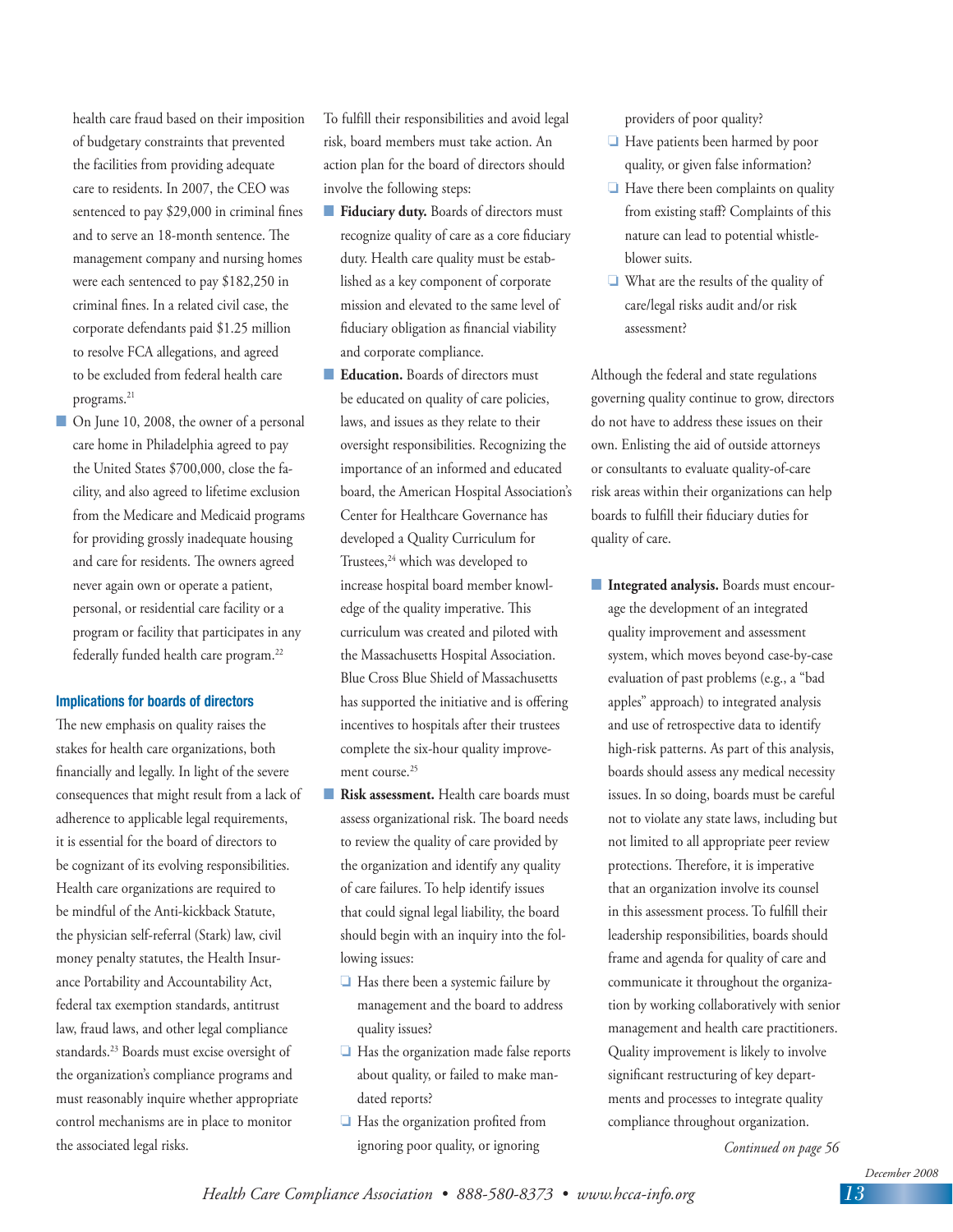health care fraud based on their imposition of budgetary constraints that prevented the facilities from providing adequate care to residents. In 2007, the CEO was sentenced to pay $29,000 in criminal fines and to serve an 18-month sentence. The management company and nursing homes were each sentenced to pay $182,250 in criminal fines. In a related civil case, the corporate defendants paid $1.25 million to resolve FCA allegations, and agreed to be excluded from federal health care programs.[21]

- On June 10, 2008, the owner of a personal care home in Philadelphia agreed to pay the United States $700,000, close the facility, and also agreed to lifetime exclusion from the Medicare and Medicaid programs for providing grossly inadequate housing and care for residents. The owners agreed never again own or operate a patient, personal, or residential care facility or a program or facility that participates in any federally funded health care program.[22]

### Implications for boards of directors

The new emphasis on quality raises the stakes for health care organizations, both financially and legally. In light of the severe consequences that might result from a lack of adherence to applicable legal requirements, it is essential for the board of directors to be cognizant of its evolving responsibilities. Health care organizations are required to be mindful of the Anti-kickback Statute, the physician self-referral (Stark) law, civil money penalty statutes, the Health Insurance Portability and Accountability Act, federal tax exemption standards, antitrust law, fraud laws, and other legal compliance standards.[23] Boards must excise oversight of the organization's compliance programs and must reasonably inquire whether appropriate control mechanisms are in place to monitor the associated legal risks.

To fulfill their responsibilities and avoid legal risk, board members must take action. An action plan for the board of directors should involve the following steps:

- **Fiduciary duty.** Boards of directors must recognize quality of care as a core fiduciary duty. Health care quality must be established as a key component of corporate mission and elevated to the same level of fiduciary obligation as financial viability and corporate compliance.
- **Education.** Boards of directors must be educated on quality of care policies, laws, and issues as they relate to their oversight responsibilities. Recognizing the importance of an informed and educated board, the American Hospital Association's Center for Healthcare Governance has developed a Quality Curriculum for Trustees,[24] which was developed to increase hospital board member knowledge of the quality imperative. This curriculum was created and piloted with the Massachusetts Hospital Association. Blue Cross Blue Shield of Massachusetts has supported the initiative and is offering incentives to hospitals after their trustees complete the six-hour quality improvement course.[25]
- **Risk assessment.** Health care boards must assess organizational risk. The board needs to review the quality of care provided by the organization and identify any quality of care failures. To help identify issues that could signal legal liability, the board should begin with an inquiry into the following issues:
  - Has there been a systemic failure by management and the board to address quality issues?
  - Has the organization made false reports about quality, or failed to make mandated reports?
  - Has the organization profited from ignoring poor quality, or ignoring providers of poor quality?
  - Have patients been harmed by poor quality, or given false information?
  - Have there been complaints on quality from existing staff? Complaints of this nature can lead to potential whistleblower suits.
  - What are the results of the quality of care/legal risks audit and/or risk assessment?

Although the federal and state regulations governing quality continue to grow, directors do not have to address these issues on their own. Enlisting the aid of outside attorneys or consultants to evaluate quality-of-care risk areas within their organizations can help boards to fulfill their fiduciary duties for quality of care.

- **Integrated analysis.** Boards must encourage the development of an integrated quality improvement and assessment system, which moves beyond case-by-case evaluation of past problems (e.g., a "bad apples" approach) to integrated analysis and use of retrospective data to identify high-risk patterns. As part of this analysis, boards should assess any medical necessity issues. In so doing, boards must be careful not to violate any state laws, including but not limited to all appropriate peer review protections. Therefore, it is imperative that an organization involve its counsel in this assessment process. To fulfill their leadership responsibilities, boards should frame and agenda for quality of care and communicate it throughout the organization by working collaboratively with senior management and health care practitioners. Quality improvement is likely to involve significant restructuring of key departments and processes to integrate quality compliance throughout organization.

*Continued on page 56*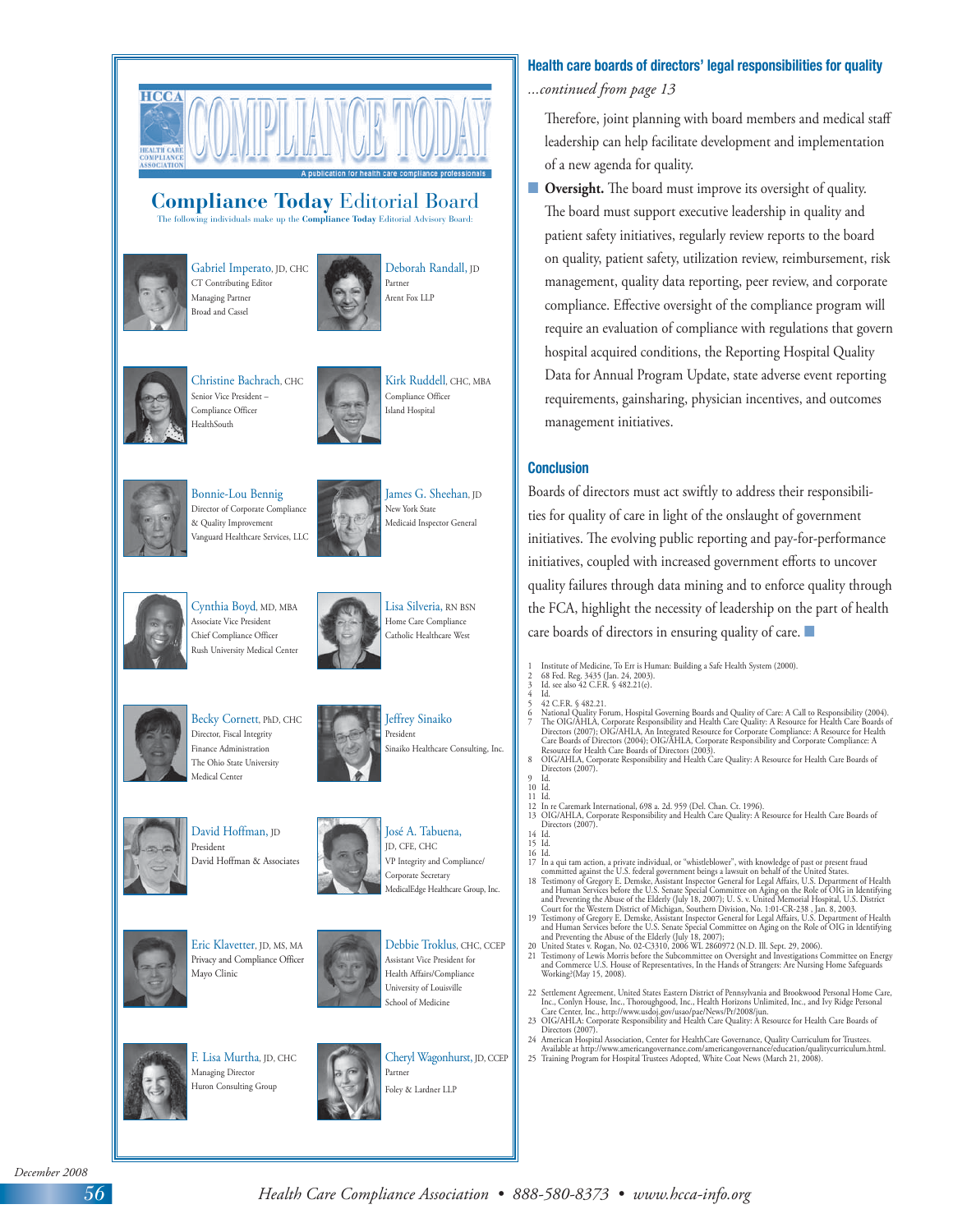## Compliance Today Editorial Board

The following individuals make up the **Compliance Today** Editorial Advisory Board:

Gabriel Imperato, JD, CHC
CT Contributing Editor
Managing Partner
Broad and Cassel

Deborah Randall, JD
Partner
Arent Fox LLP

Christine Bachrach, CHC
Senior Vice President –
Compliance Officer
HealthSouth

Kirk Ruddell, CHC, MBA
Compliance Officer
Island Hospital

Bonnie-Lou Bennig
Director of Corporate Compliance
& Quality Improvement
Vanguard Healthcare Services, LLC

James G. Sheehan, JD
New York State
Medicaid Inspector General

Cynthia Boyd, MD, MBA
Associate Vice President
Chief Compliance Officer
Rush University Medical Center

Lisa Silveria, RN BSN
Home Care Compliance
Catholic Healthcare West

Becky Cornett, PhD, CHC
Director, Fiscal Integrity
Finance Administration
The Ohio State University
Medical Center

Jeffrey Sinaiko
President
Sinaiko Healthcare Consulting, Inc.

David Hoffman, JD
President
David Hoffman & Associates

José A. Tabuena,
JD, CFE, CHC
VP Integrity and Compliance/
Corporate Secretary
MedicalEdge Healthcare Group, Inc.

Eric Klavetter, JD, MS, MA
Privacy and Compliance Officer
Mayo Clinic

Debbie Troklus, CHC, CCEP
Assistant Vice President for
Health Affairs/Compliance
University of Louisville
School of Medicine

F. Lisa Murtha, JD, CHC
Managing Director
Huron Consulting Group

Cheryl Wagonhurst, JD, CCEP
Partner
Foley & Lardner LLP

## Health care boards of directors' legal responsibilities for quality

*...continued from page 13*

Therefore, joint planning with board members and medical staff leadership can help facilitate development and implementation of a new agenda for quality.

- **Oversight.** The board must improve its oversight of quality. The board must support executive leadership in quality and patient safety initiatives, regularly review reports to the board on quality, patient safety, utilization review, reimbursement, risk management, quality data reporting, peer review, and corporate compliance. Effective oversight of the compliance program will require an evaluation of compliance with regulations that govern hospital acquired conditions, the Reporting Hospital Quality Data for Annual Program Update, state adverse event reporting requirements, gainsharing, physician incentives, and outcomes management initiatives.

### Conclusion

Boards of directors must act swiftly to address their responsibilities for quality of care in light of the onslaught of government initiatives. The evolving public reporting and pay-for-performance initiatives, coupled with increased government efforts to uncover quality failures through data mining and to enforce quality through the FCA, highlight the necessity of leadership on the part of health care boards of directors in ensuring quality of care. ■

1. Institute of Medicine, To Err is Human: Building a Safe Health System (2000).
2. 68 Fed. Reg. 3435 (Jan. 24, 2003).
3. Id. see also 42 C.F.R. § 482.21(e).
4. Id.
5. 42 C.F.R. § 482.21.
6. National Quality Forum, Hospital Governing Boards and Quality of Care: A Call to Responsibility (2004).
7. The OIG/AHLA, Corporate Responsibility and Health Care Quality: A Resource for Health Care Boards of Directors (2007); OIG/AHLA, An Integrated Resource for Corporate Compliance: A Resource for Health Care Boards of Directors (2004); OIG/AHLA, Corporate Responsibility and Corporate Compliance: A Resource for Health Care Boards of Directors (2003).
8. OIG/AHLA, Corporate Responsibility and Health Care Quality: A Resource for Health Care Boards of Directors (2007).
9. Id.
10. Id.
11. Id.
12. In re Caremark International, 698 a. 2d. 959 (Del. Chan. Ct. 1996).
13. OIG/AHLA, Corporate Responsibility and Health Care Quality: A Resource for Health Care Boards of Directors (2007).
14. Id.
15. Id.
16. Id.
17. In a qui tam action, a private individual, or "whistleblower", with knowledge of past or present fraud committed against the U.S. federal government beings a lawsuit on behalf of the United States.
18. Testimony of Gregory E. Demske, Assistant Inspector General for Legal Affairs, U.S. Department of Health and Human Services before the U.S. Senate Special Committee on Aging on the Role of OIG in Identifying and Preventing the Abuse of the Elderly (July 18, 2007); U. S. v. United Memorial Hospital, U.S. District Court for the Western District of Michigan, Southern Division, No. 1:01-CR-238 , Jan. 8, 2003.
19. Testimony of Gregory E. Demske, Assistant Inspector General for Legal Affairs, U.S. Department of Health and Human Services before the U.S. Senate Special Committee on Aging on the Role of OIG in Identifying and Preventing the Abuse of the Elderly (July 18, 2007);
20. United States v. Rogan, No. 02-C3310, 2006 WL 2860972 (N.D. Ill. Sept. 29, 2006).
21. Testimony of Lewis Morris before the Subcommittee on Oversight and Investigations Committee on Energy and Commerce U.S. House of Representatives, In the Hands of Strangers: Are Nursing Home Safeguards Working?(May 15, 2008).
22. Settlement Agreement, United States Eastern District of Pennsylvania and Brookwood Personal Home Care, Inc., Conlyn House, Inc., Thoroughgood, Inc., Health Horizons Unlimited, Inc., and Ivy Ridge Personal Care Center, Inc., http://www.usdoj.gov/usao/pae/News/Pr/2008/jun.
23. OIG/AHLA: Corporate Responsibility and Health Care Quality: A Resource for Health Care Boards of Directors (2007).
24. American Hospital Association, Center for HealthCare Governance, Quality Curriculum for Trustees. Available at http://www.americangovernance.com/americangovernance/education/qualitycurriculum.html.
25. Training Program for Hospital Trustees Adopted, White Coat News (March 21, 2008).